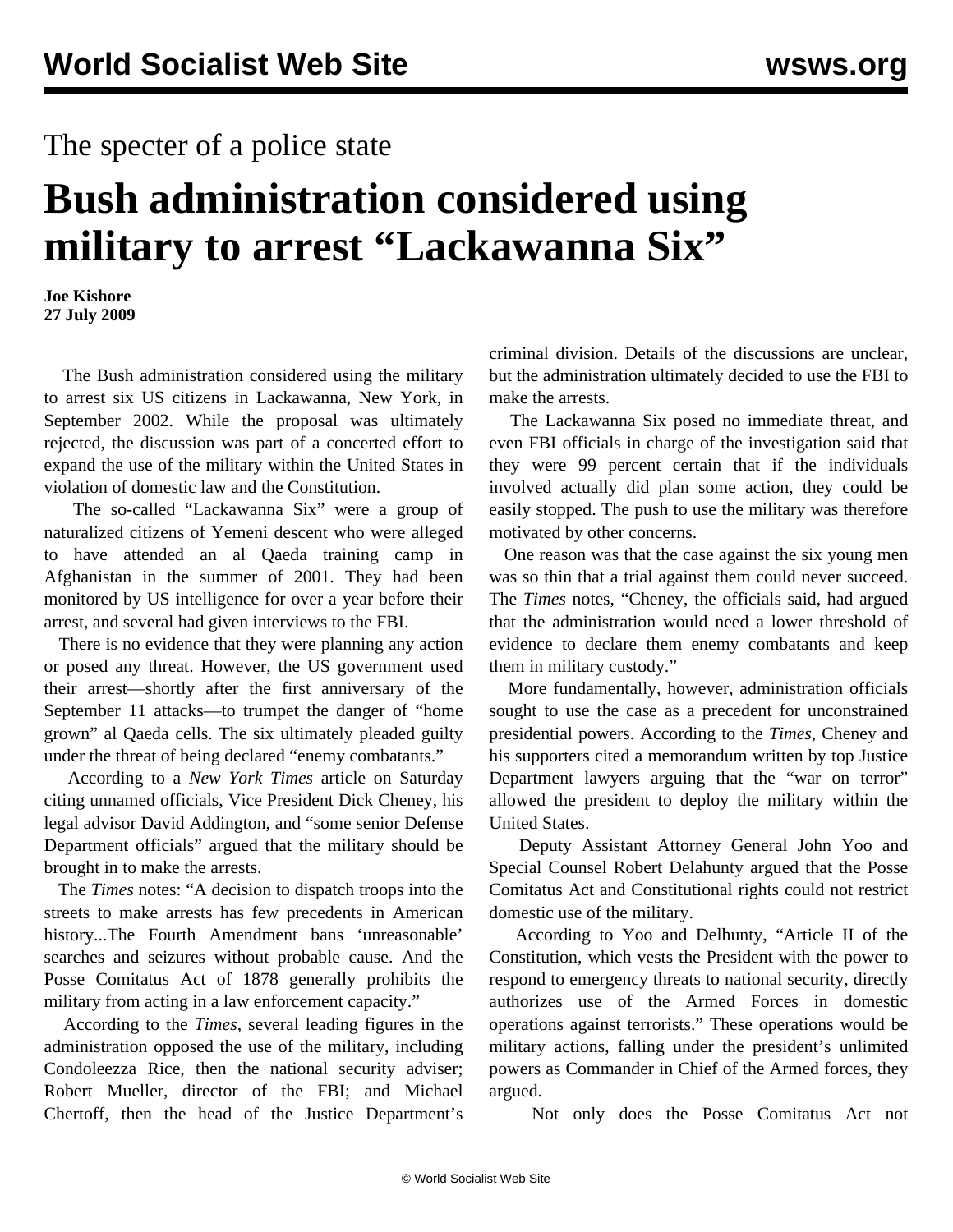The specter of a police state

# Bush administration considered using military to arrest "Lackawanna Six"

**Joe Kishore**
**27 July 2009**

The Bush administration considered using the military to arrest six US citizens in Lackawanna, New York, in September 2002. While the proposal was ultimately rejected, the discussion was part of a concerted effort to expand the use of the military within the United States in violation of domestic law and the Constitution.

The so-called "Lackawanna Six" were a group of naturalized citizens of Yemeni descent who were alleged to have attended an al Qaeda training camp in Afghanistan in the summer of 2001. They had been monitored by US intelligence for over a year before their arrest, and several had given interviews to the FBI.

There is no evidence that they were planning any action or posed any threat. However, the US government used their arrest—shortly after the first anniversary of the September 11 attacks—to trumpet the danger of "home grown" al Qaeda cells. The six ultimately pleaded guilty under the threat of being declared "enemy combatants."

According to a *New York Times* article on Saturday citing unnamed officials, Vice President Dick Cheney, his legal advisor David Addington, and "some senior Defense Department officials" argued that the military should be brought in to make the arrests.

The *Times* notes: "A decision to dispatch troops into the streets to make arrests has few precedents in American history...The Fourth Amendment bans 'unreasonable' searches and seizures without probable cause. And the Posse Comitatus Act of 1878 generally prohibits the military from acting in a law enforcement capacity."

According to the *Times*, several leading figures in the administration opposed the use of the military, including Condoleezza Rice, then the national security adviser; Robert Mueller, director of the FBI; and Michael Chertoff, then the head of the Justice Department's criminal division. Details of the discussions are unclear, but the administration ultimately decided to use the FBI to make the arrests.

The Lackawanna Six posed no immediate threat, and even FBI officials in charge of the investigation said that they were 99 percent certain that if the individuals involved actually did plan some action, they could be easily stopped. The push to use the military was therefore motivated by other concerns.

One reason was that the case against the six young men was so thin that a trial against them could never succeed. The *Times* notes, "Cheney, the officials said, had argued that the administration would need a lower threshold of evidence to declare them enemy combatants and keep them in military custody."

More fundamentally, however, administration officials sought to use the case as a precedent for unconstrained presidential powers. According to the *Times*, Cheney and his supporters cited a memorandum written by top Justice Department lawyers arguing that the "war on terror" allowed the president to deploy the military within the United States.

Deputy Assistant Attorney General John Yoo and Special Counsel Robert Delahunty argued that the Posse Comitatus Act and Constitutional rights could not restrict domestic use of the military.

According to Yoo and Delhunty, "Article II of the Constitution, which vests the President with the power to respond to emergency threats to national security, directly authorizes use of the Armed Forces in domestic operations against terrorists." These operations would be military actions, falling under the president's unlimited powers as Commander in Chief of the Armed forces, they argued.

Not only does the Posse Comitatus Act not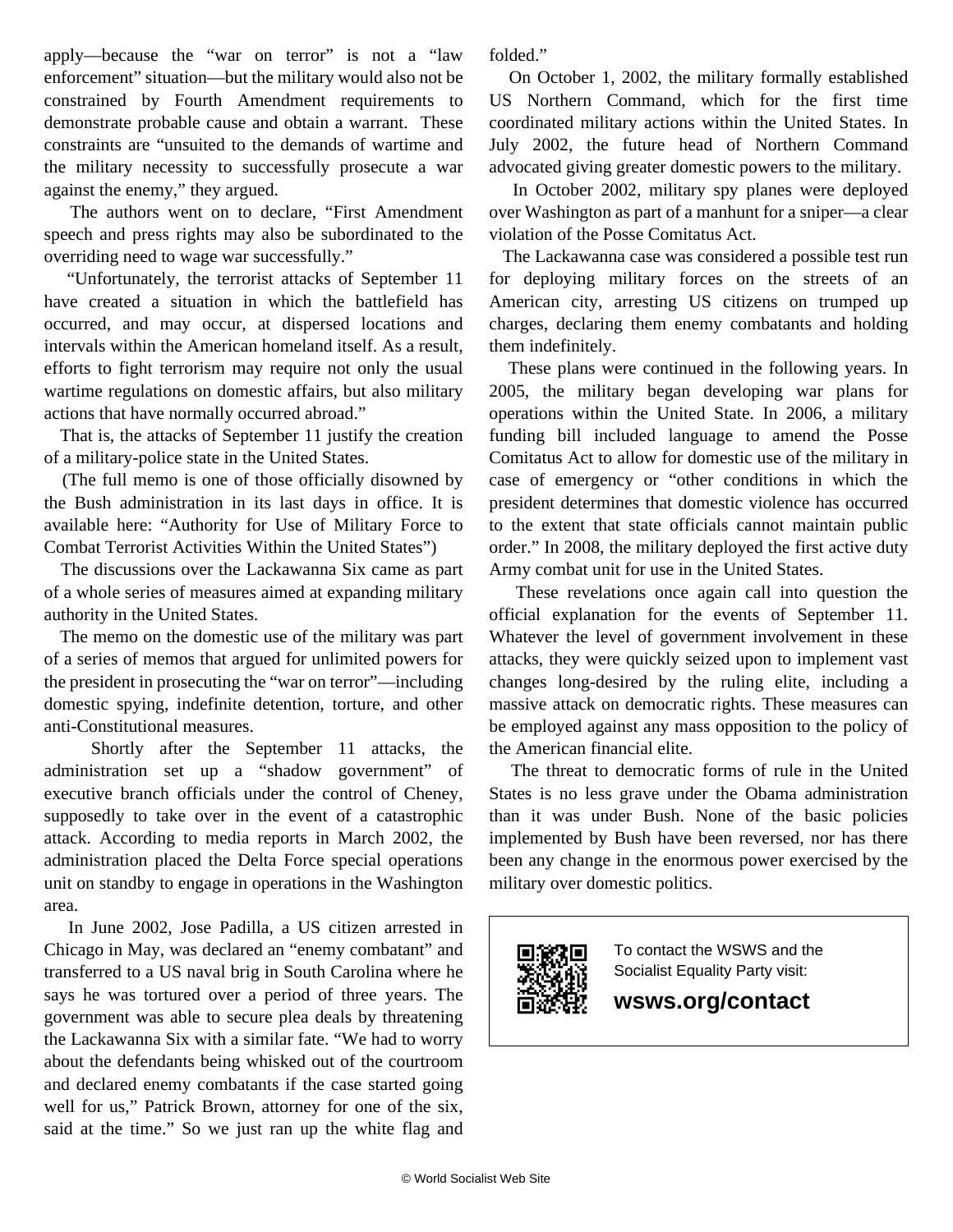apply—because the "war on terror" is not a "law enforcement" situation—but the military would also not be constrained by Fourth Amendment requirements to demonstrate probable cause and obtain a warrant. These constraints are "unsuited to the demands of wartime and the military necessity to successfully prosecute a war against the enemy," they argued.

The authors went on to declare, "First Amendment speech and press rights may also be subordinated to the overriding need to wage war successfully."

"Unfortunately, the terrorist attacks of September 11 have created a situation in which the battlefield has occurred, and may occur, at dispersed locations and intervals within the American homeland itself. As a result, efforts to fight terrorism may require not only the usual wartime regulations on domestic affairs, but also military actions that have normally occurred abroad."

That is, the attacks of September 11 justify the creation of a military-police state in the United States.

(The full memo is one of those officially disowned by the Bush administration in its last days in office. It is available here: "Authority for Use of Military Force to Combat Terrorist Activities Within the United States")

The discussions over the Lackawanna Six came as part of a whole series of measures aimed at expanding military authority in the United States.

The memo on the domestic use of the military was part of a series of memos that argued for unlimited powers for the president in prosecuting the "war on terror"—including domestic spying, indefinite detention, torture, and other anti-Constitutional measures.

Shortly after the September 11 attacks, the administration set up a "shadow government" of executive branch officials under the control of Cheney, supposedly to take over in the event of a catastrophic attack. According to media reports in March 2002, the administration placed the Delta Force special operations unit on standby to engage in operations in the Washington area.

In June 2002, Jose Padilla, a US citizen arrested in Chicago in May, was declared an "enemy combatant" and transferred to a US naval brig in South Carolina where he says he was tortured over a period of three years. The government was able to secure plea deals by threatening the Lackawanna Six with a similar fate. "We had to worry about the defendants being whisked out of the courtroom and declared enemy combatants if the case started going well for us," Patrick Brown, attorney for one of the six, said at the time." So we just ran up the white flag and folded."

On October 1, 2002, the military formally established US Northern Command, which for the first time coordinated military actions within the United States. In July 2002, the future head of Northern Command advocated giving greater domestic powers to the military.

In October 2002, military spy planes were deployed over Washington as part of a manhunt for a sniper—a clear violation of the Posse Comitatus Act.

The Lackawanna case was considered a possible test run for deploying military forces on the streets of an American city, arresting US citizens on trumped up charges, declaring them enemy combatants and holding them indefinitely.

These plans were continued in the following years. In 2005, the military began developing war plans for operations within the United State. In 2006, a military funding bill included language to amend the Posse Comitatus Act to allow for domestic use of the military in case of emergency or "other conditions in which the president determines that domestic violence has occurred to the extent that state officials cannot maintain public order." In 2008, the military deployed the first active duty Army combat unit for use in the United States.

These revelations once again call into question the official explanation for the events of September 11. Whatever the level of government involvement in these attacks, they were quickly seized upon to implement vast changes long-desired by the ruling elite, including a massive attack on democratic rights. These measures can be employed against any mass opposition to the policy of the American financial elite.

The threat to democratic forms of rule in the United States is no less grave under the Obama administration than it was under Bush. None of the basic policies implemented by Bush have been reversed, nor has there been any change in the enormous power exercised by the military over domestic politics.

To contact the WSWS and the Socialist Equality Party visit:

**wsws.org/contact**